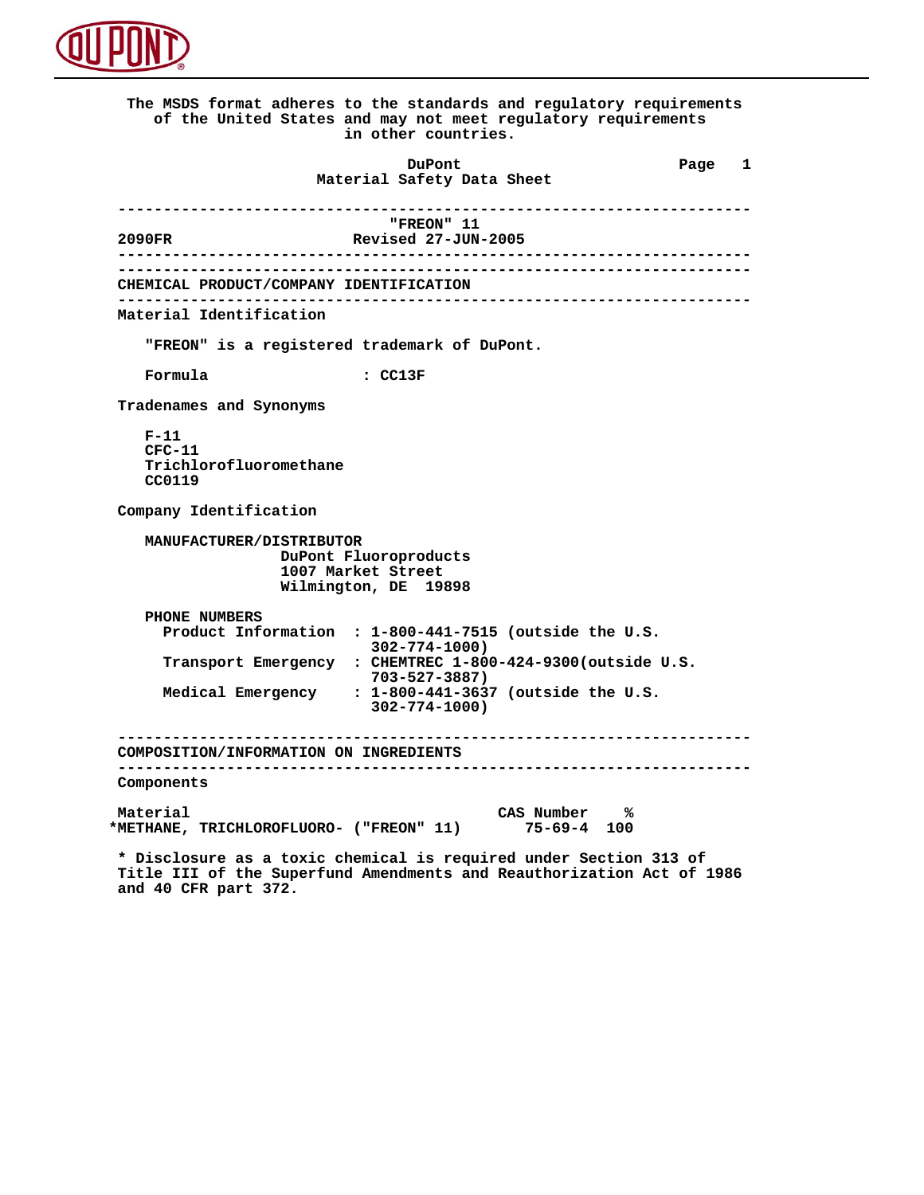The MSDS format adheres to the standards and regulatory requirements of the United States and may not meet regulatory requirements in other countries.

DuPont
Material Safety Data Sheet

"FREON" 11
2090FR Revised 27-JUN-2005

## CHEMICAL PRODUCT/COMPANY IDENTIFICATION

### Material Identification

"FREON" is a registered trademark of DuPont.

Formula : CC13F

### Tradenames and Synonyms

F-11
CFC-11
Trichlorofluoromethane
CC0119

### Company Identification

MANUFACTURER/DISTRIBUTOR
DuPont Fluoroproducts
1007 Market Street
Wilmington, DE 19898

PHONE NUMBERS
Product Information : 1-800-441-7515 (outside the U.S. 302-774-1000)
Transport Emergency : CHEMTREC 1-800-424-9300(outside U.S. 703-527-3887)
Medical Emergency : 1-800-441-3637 (outside the U.S. 302-774-1000)

## COMPOSITION/INFORMATION ON INGREDIENTS

### Components

| Material | CAS Number | % |
| --- | --- | --- |
| *METHANE, TRICHLOROFLUORO- ("FREON" 11) | 75-69-4 | 100 |

* Disclosure as a toxic chemical is required under Section 313 of Title III of the Superfund Amendments and Reauthorization Act of 1986 and 40 CFR part 372.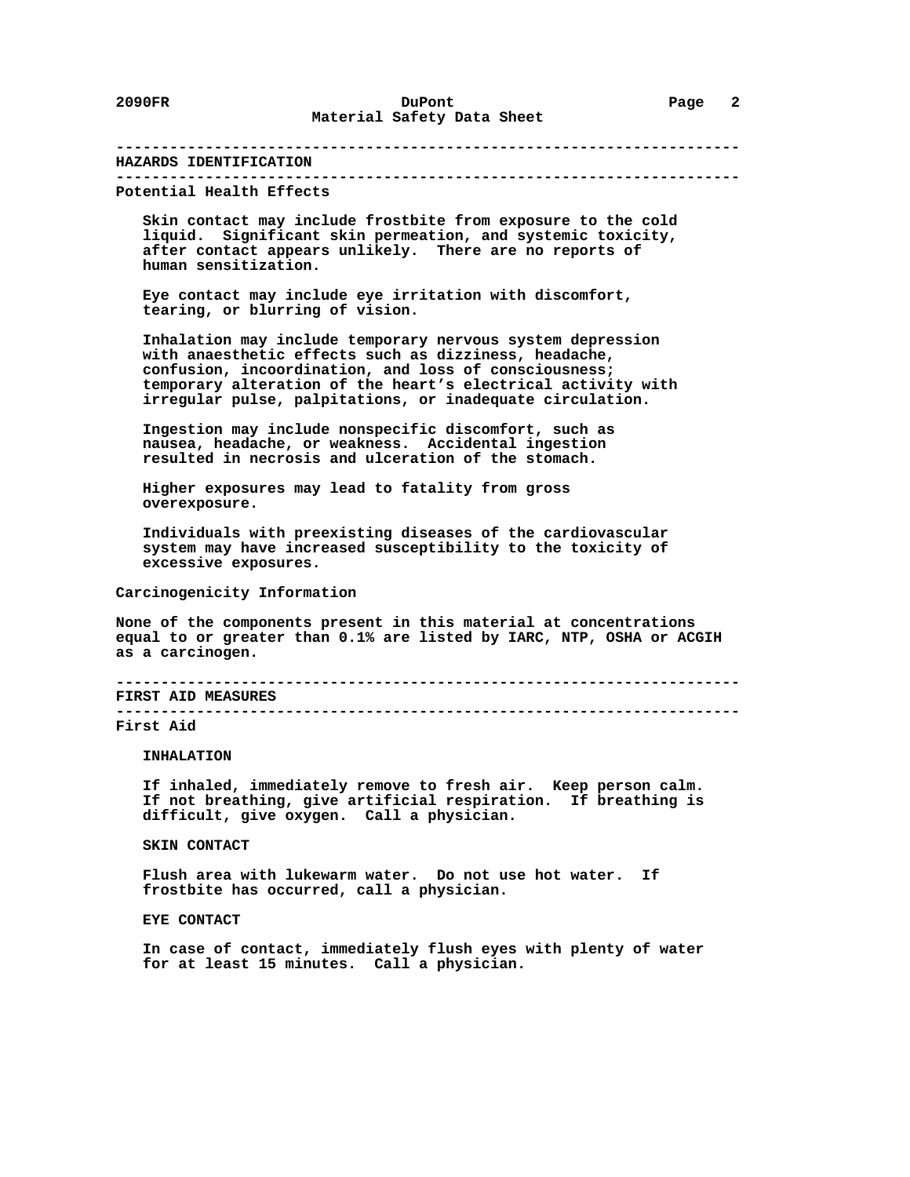## HAZARDS IDENTIFICATION

### Potential Health Effects

Skin contact may include frostbite from exposure to the cold liquid. Significant skin permeation, and systemic toxicity, after contact appears unlikely. There are no reports of human sensitization.

Eye contact may include eye irritation with discomfort, tearing, or blurring of vision.

Inhalation may include temporary nervous system depression with anaesthetic effects such as dizziness, headache, confusion, incoordination, and loss of consciousness; temporary alteration of the heart's electrical activity with irregular pulse, palpitations, or inadequate circulation.

Ingestion may include nonspecific discomfort, such as nausea, headache, or weakness. Accidental ingestion resulted in necrosis and ulceration of the stomach.

Higher exposures may lead to fatality from gross overexposure.

Individuals with preexisting diseases of the cardiovascular system may have increased susceptibility to the toxicity of excessive exposures.

### Carcinogenicity Information

None of the components present in this material at concentrations equal to or greater than 0.1% are listed by IARC, NTP, OSHA or ACGIH as a carcinogen.

## FIRST AID MEASURES

### First Aid

**INHALATION**

If inhaled, immediately remove to fresh air. Keep person calm. If not breathing, give artificial respiration. If breathing is difficult, give oxygen. Call a physician.

**SKIN CONTACT**

Flush area with lukewarm water. Do not use hot water. If frostbite has occurred, call a physician.

**EYE CONTACT**

In case of contact, immediately flush eyes with plenty of water for at least 15 minutes. Call a physician.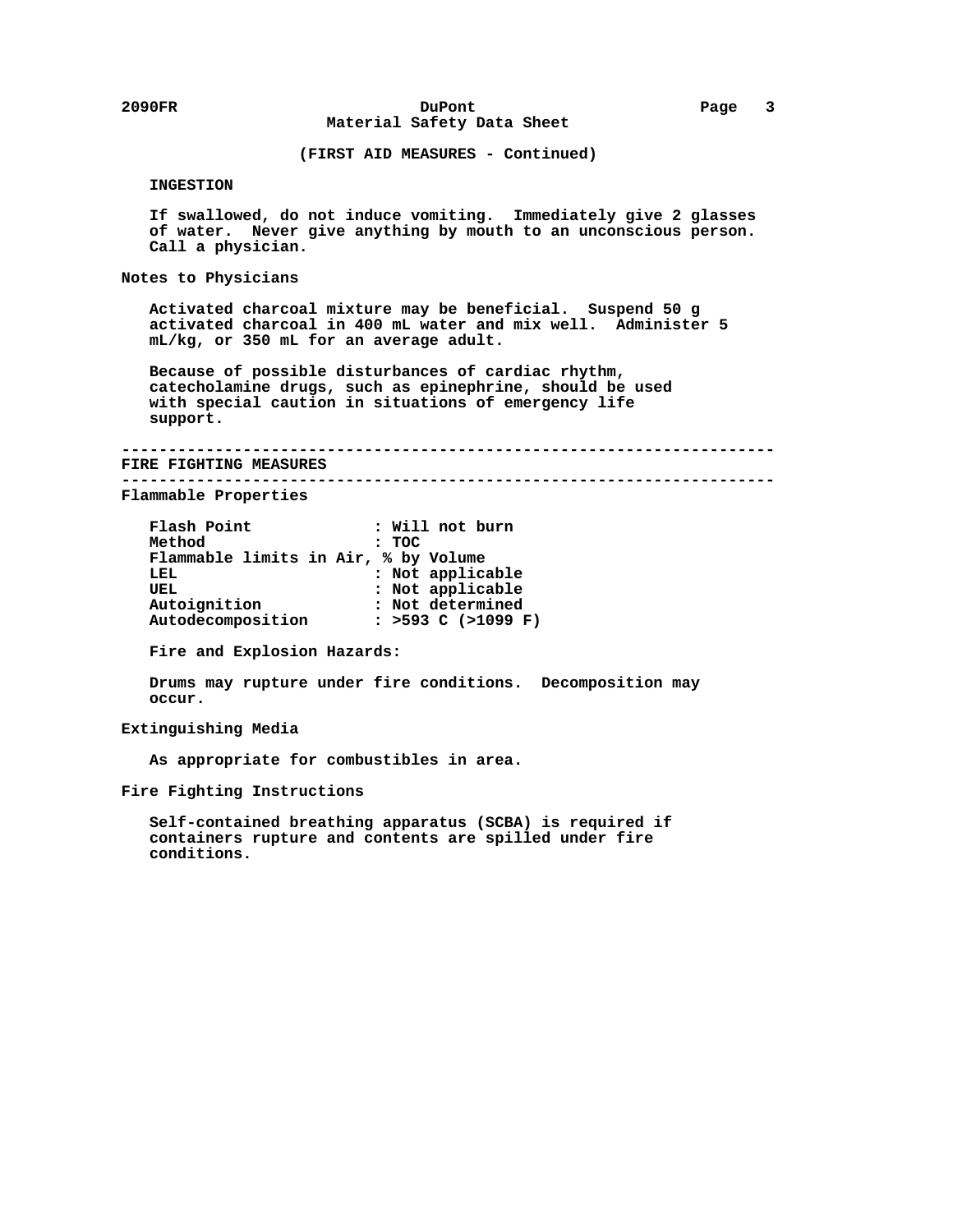(FIRST AID MEASURES - Continued)

**INGESTION**

If swallowed, do not induce vomiting. Immediately give 2 glasses of water. Never give anything by mouth to an unconscious person. Call a physician.

**Notes to Physicians**

Activated charcoal mixture may be beneficial. Suspend 50 g activated charcoal in 400 mL water and mix well. Administer 5 mL/kg, or 350 mL for an average adult.

Because of possible disturbances of cardiac rhythm, catecholamine drugs, such as epinephrine, should be used with special caution in situations of emergency life support.

## FIRE FIGHTING MEASURES

**Flammable Properties**

| | |
|---|---|
| Flash Point | : Will not burn |
| Method | : TOC |
| Flammable limits in Air, % by Volume | |
| LEL | : Not applicable |
| UEL | : Not applicable |
| Autoignition | : Not determined |
| Autodecomposition | : >593 C (>1099 F) |

Fire and Explosion Hazards:

Drums may rupture under fire conditions. Decomposition may occur.

**Extinguishing Media**

As appropriate for combustibles in area.

**Fire Fighting Instructions**

Self-contained breathing apparatus (SCBA) is required if containers rupture and contents are spilled under fire conditions.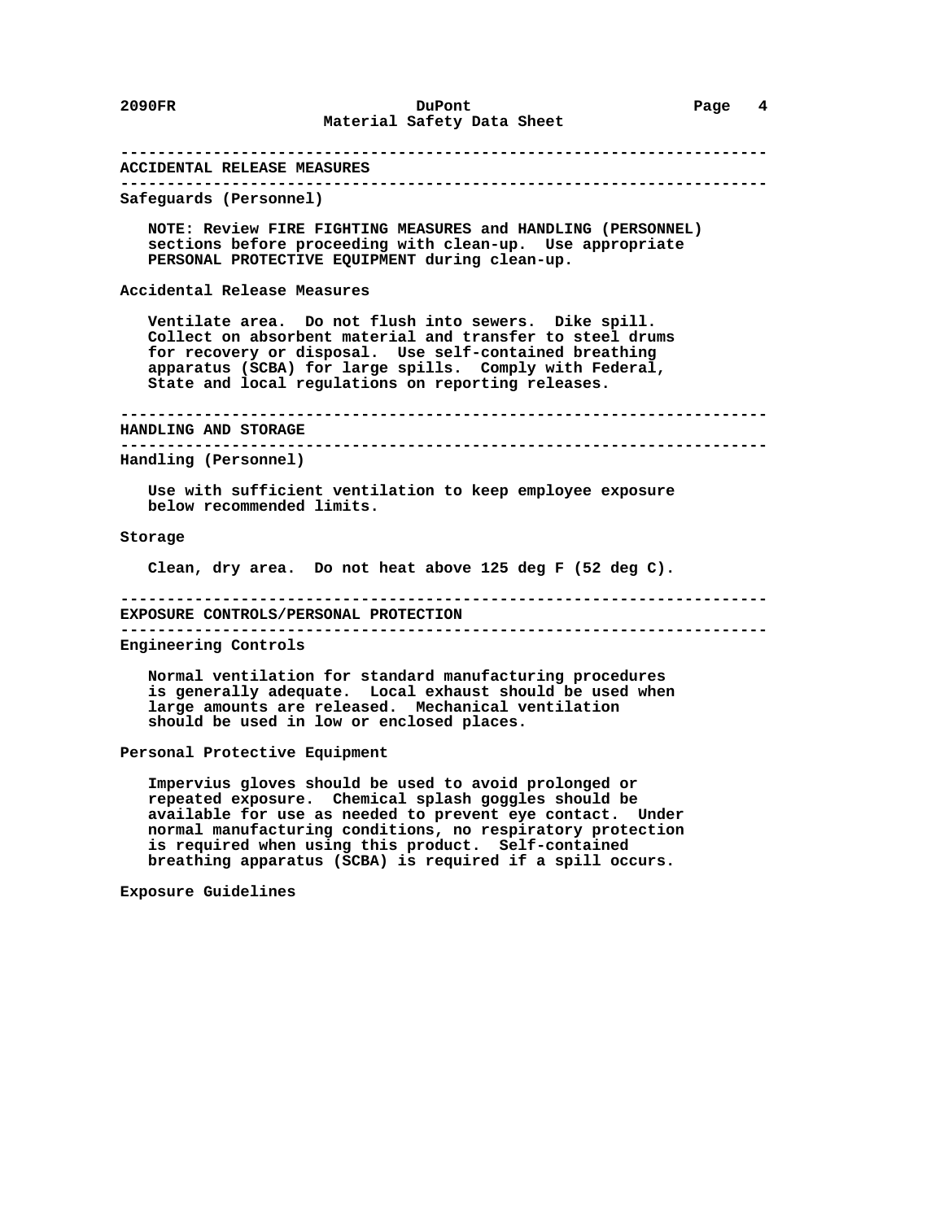## ACCIDENTAL RELEASE MEASURES

### Safeguards (Personnel)

NOTE: Review FIRE FIGHTING MEASURES and HANDLING (PERSONNEL) sections before proceeding with clean-up. Use appropriate PERSONAL PROTECTIVE EQUIPMENT during clean-up.

### Accidental Release Measures

Ventilate area. Do not flush into sewers. Dike spill. Collect on absorbent material and transfer to steel drums for recovery or disposal. Use self-contained breathing apparatus (SCBA) for large spills. Comply with Federal, State and local regulations on reporting releases.

## HANDLING AND STORAGE

### Handling (Personnel)

Use with sufficient ventilation to keep employee exposure below recommended limits.

### Storage

Clean, dry area. Do not heat above 125 deg F (52 deg C).

## EXPOSURE CONTROLS/PERSONAL PROTECTION

### Engineering Controls

Normal ventilation for standard manufacturing procedures is generally adequate. Local exhaust should be used when large amounts are released. Mechanical ventilation should be used in low or enclosed places.

### Personal Protective Equipment

Impervius gloves should be used to avoid prolonged or repeated exposure. Chemical splash goggles should be available for use as needed to prevent eye contact. Under normal manufacturing conditions, no respiratory protection is required when using this product. Self-contained breathing apparatus (SCBA) is required if a spill occurs.

### Exposure Guidelines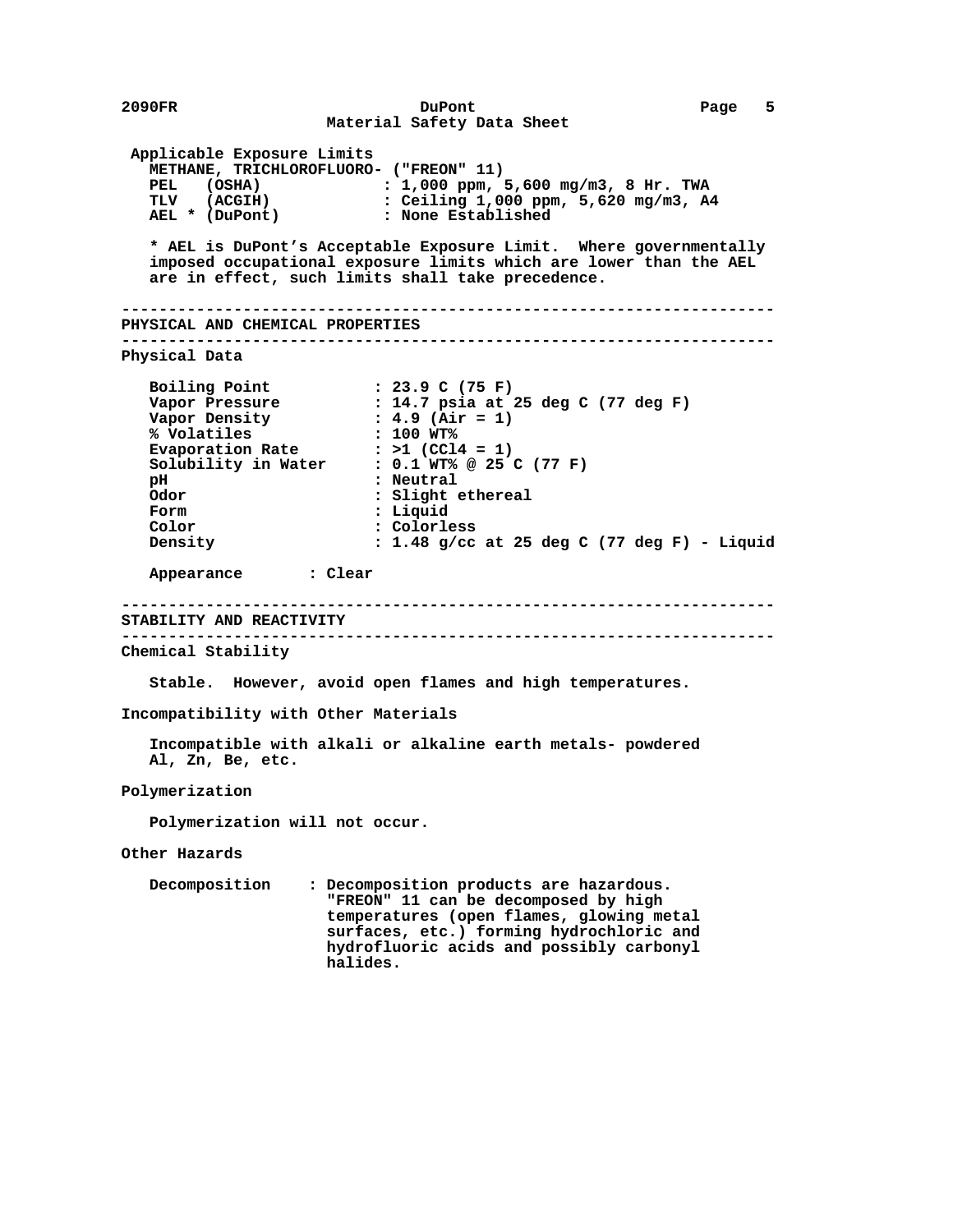**Applicable Exposure Limits**

**METHANE, TRICHLOROFLUORO- ("FREON" 11)**

| | |
|---|---|
| PEL (OSHA) | 1,000 ppm, 5,600 mg/m3, 8 Hr. TWA |
| TLV (ACGIH) | Ceiling 1,000 ppm, 5,620 mg/m3, A4 |
| AEL * (DuPont) | None Established |

* AEL is DuPont's Acceptable Exposure Limit. Where governmentally imposed occupational exposure limits which are lower than the AEL are in effect, such limits shall take precedence.

## PHYSICAL AND CHEMICAL PROPERTIES

### Physical Data

| | |
|---|---|
| Boiling Point | 23.9 C (75 F) |
| Vapor Pressure | 14.7 psia at 25 deg C (77 deg F) |
| Vapor Density | 4.9 (Air = 1) |
| % Volatiles | 100 WT% |
| Evaporation Rate | >1 ($CCl_4$ = 1) |
| Solubility in Water | 0.1 WT% @ 25 C (77 F) |
| pH | Neutral |
| Odor | Slight ethereal |
| Form | Liquid |
| Color | Colorless |
| Density | 1.48 g/cc at 25 deg C (77 deg F) - Liquid |

Appearance : Clear

## STABILITY AND REACTIVITY

### Chemical Stability

Stable. However, avoid open flames and high temperatures.

### Incompatibility with Other Materials

Incompatible with alkali or alkaline earth metals- powdered Al, Zn, Be, etc.

### Polymerization

Polymerization will not occur.

### Other Hazards

Decomposition : Decomposition products are hazardous. "FREON" 11 can be decomposed by high temperatures (open flames, glowing metal surfaces, etc.) forming hydrochloric and hydrofluoric acids and possibly carbonyl halides.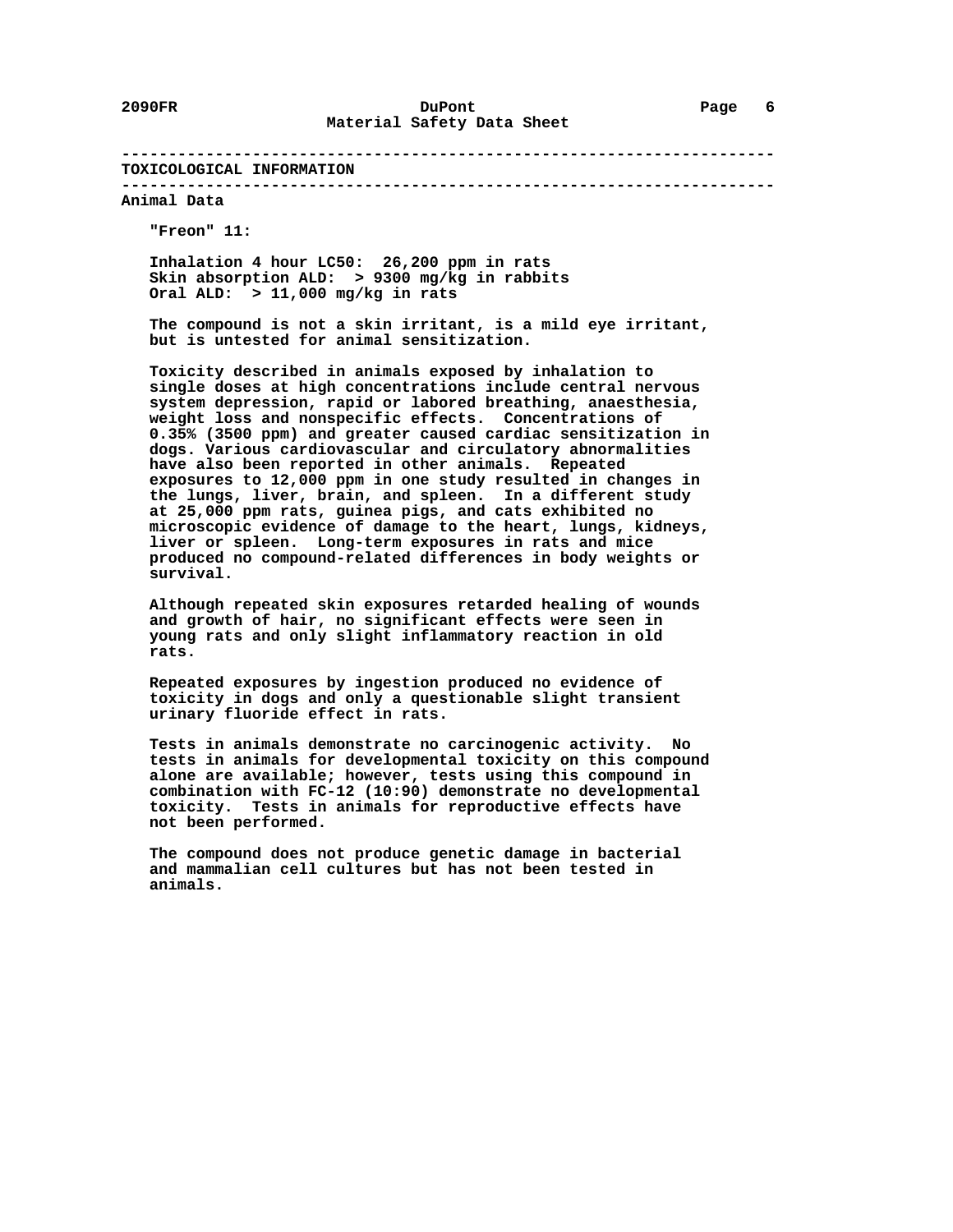## TOXICOLOGICAL INFORMATION

### Animal Data

"Freon" 11:

Inhalation 4 hour LC50: 26,200 ppm in rats
Skin absorption ALD: > 9300 mg/kg in rabbits
Oral ALD: > 11,000 mg/kg in rats

The compound is not a skin irritant, is a mild eye irritant, but is untested for animal sensitization.

Toxicity described in animals exposed by inhalation to single doses at high concentrations include central nervous system depression, rapid or labored breathing, anaesthesia, weight loss and nonspecific effects. Concentrations of 0.35% (3500 ppm) and greater caused cardiac sensitization in dogs. Various cardiovascular and circulatory abnormalities have also been reported in other animals. Repeated exposures to 12,000 ppm in one study resulted in changes in the lungs, liver, brain, and spleen. In a different study at 25,000 ppm rats, guinea pigs, and cats exhibited no microscopic evidence of damage to the heart, lungs, kidneys, liver or spleen. Long-term exposures in rats and mice produced no compound-related differences in body weights or survival.

Although repeated skin exposures retarded healing of wounds and growth of hair, no significant effects were seen in young rats and only slight inflammatory reaction in old rats.

Repeated exposures by ingestion produced no evidence of toxicity in dogs and only a questionable slight transient urinary fluoride effect in rats.

Tests in animals demonstrate no carcinogenic activity. No tests in animals for developmental toxicity on this compound alone are available; however, tests using this compound in combination with FC-12 (10:90) demonstrate no developmental toxicity. Tests in animals for reproductive effects have not been performed.

The compound does not produce genetic damage in bacterial and mammalian cell cultures but has not been tested in animals.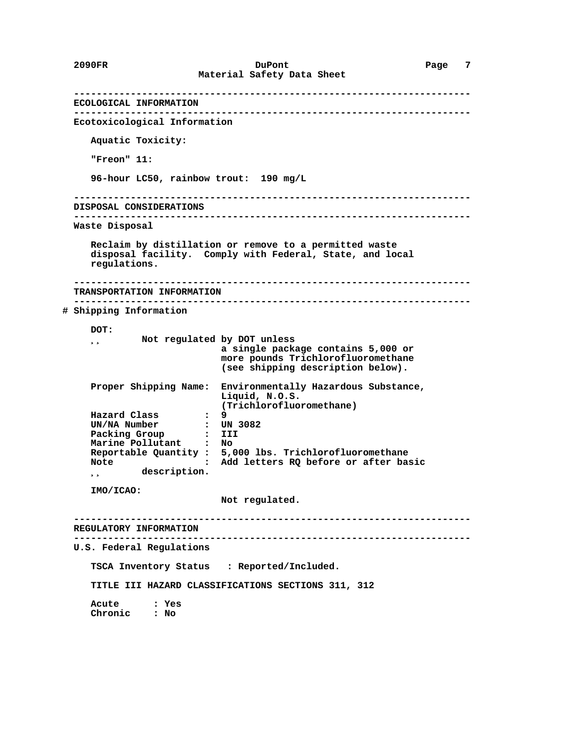## ECOLOGICAL INFORMATION

### Ecotoxicological Information

Aquatic Toxicity:

"Freon" 11:

96-hour LC50, rainbow trout: 190 mg/L

## DISPOSAL CONSIDERATIONS

### Waste Disposal

Reclaim by distillation or remove to a permitted waste disposal facility. Comply with Federal, State, and local regulations.

## TRANSPORTATION INFORMATION

### # Shipping Information

DOT:

Not regulated by DOT unless a single package contains 5,000 or more pounds Trichlorofluoromethane (see shipping description below).

| | |
|---|---|
| Proper Shipping Name: | Environmentally Hazardous Substance, Liquid, N.O.S. (Trichlorofluoromethane) |
| Hazard Class : | 9 |
| UN/NA Number : | UN 3082 |
| Packing Group : | III |
| Marine Pollutant : | No |
| Reportable Quantity : | 5,000 lbs. Trichlorofluoromethane |
| Note : | Add letters RQ before or after basic description. |

IMO/ICAO:

Not regulated.

## REGULATORY INFORMATION

### U.S. Federal Regulations

TSCA Inventory Status : Reported/Included.

TITLE III HAZARD CLASSIFICATIONS SECTIONS 311, 312

Acute : Yes
Chronic : No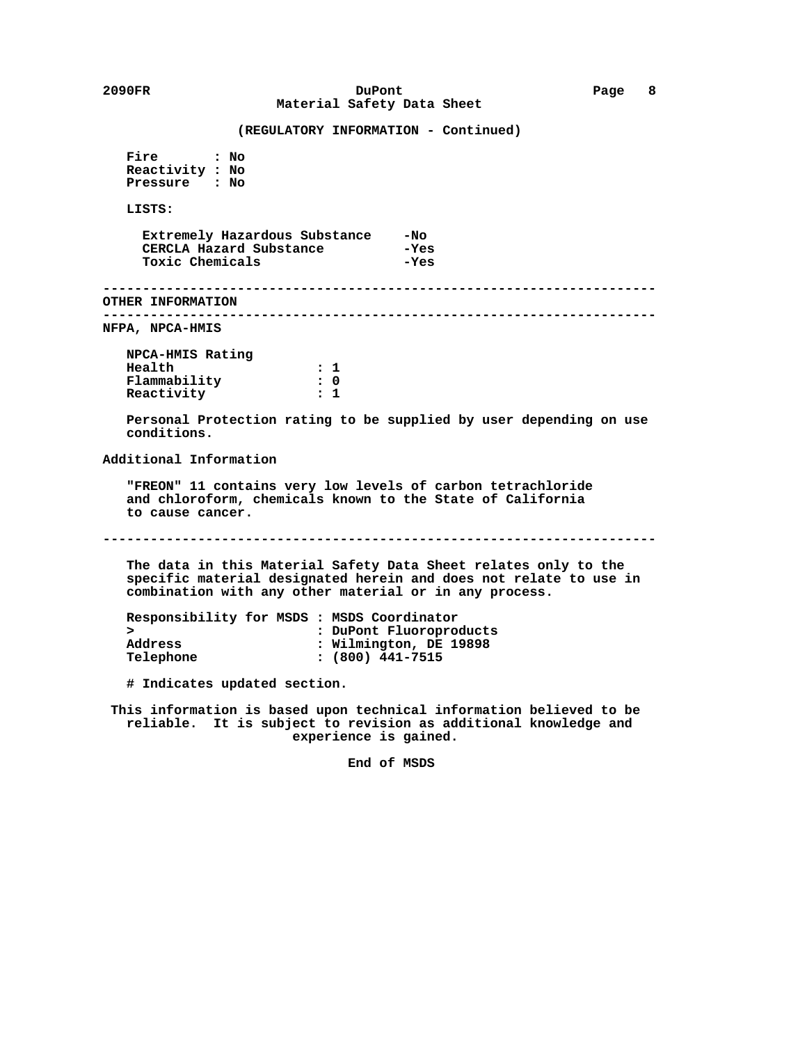(REGULATORY INFORMATION - Continued)

Fire : No
Reactivity : No
Pressure : No

LISTS:

| | |
|---|---|
| Extremely Hazardous Substance | -No |
| CERCLA Hazard Substance | -Yes |
| Toxic Chemicals | -Yes |

---

## OTHER INFORMATION

---

### NFPA, NPCA-HMIS

NPCA-HMIS Rating

| | |
|---|---|
| Health | : 1 |
| Flammability | : 0 |
| Reactivity | : 1 |

Personal Protection rating to be supplied by user depending on use conditions.

### Additional Information

"FREON" 11 contains very low levels of carbon tetrachloride and chloroform, chemicals known to the State of California to cause cancer.

---

The data in this Material Safety Data Sheet relates only to the specific material designated herein and does not relate to use in combination with any other material or in any process.

| | |
|---|---|
| Responsibility for MSDS | : MSDS Coordinator |
| > | : DuPont Fluoroproducts |
| Address | : Wilmington, DE 19898 |
| Telephone | : (800) 441-7515 |

# Indicates updated section.

This information is based upon technical information believed to be reliable. It is subject to revision as additional knowledge and experience is gained.

End of MSDS